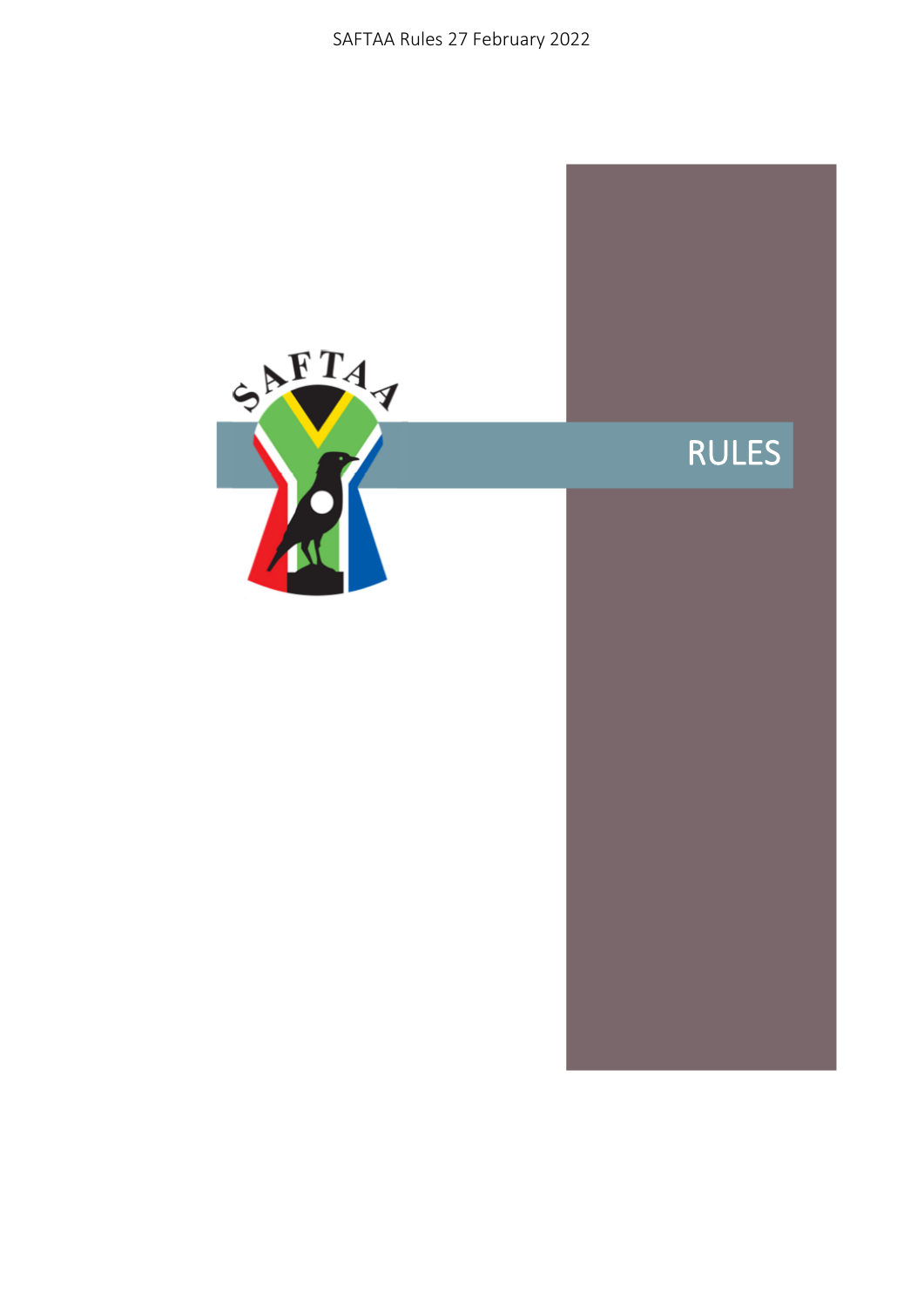SAFTAA Rules 27 February 2022

SAFTAA

# RULES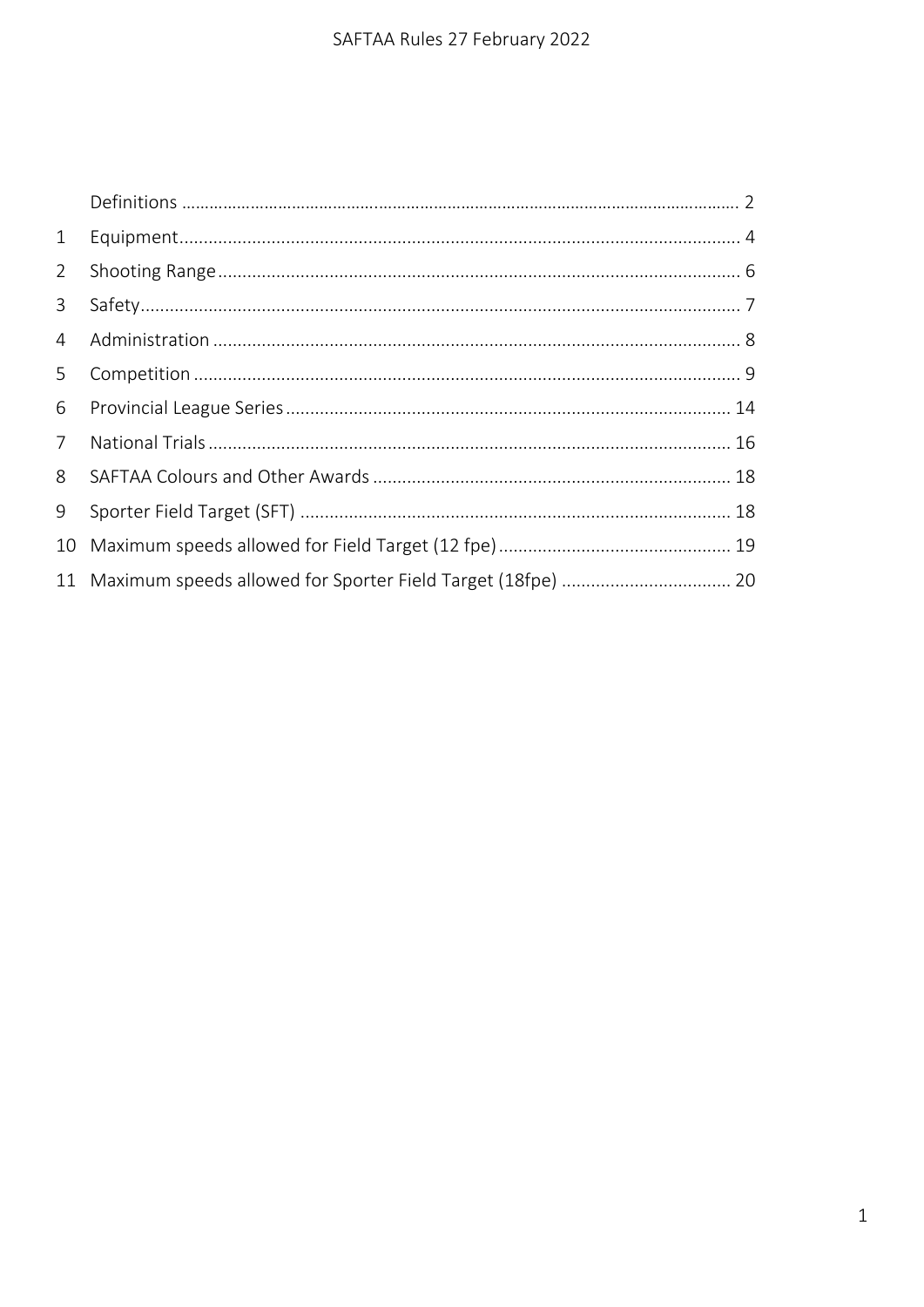| | | |
|---|---|---|
| | Definitions | 2 |
| 1 | Equipment | 4 |
| 2 | Shooting Range | 6 |
| 3 | Safety | 7 |
| 4 | Administration | 8 |
| 5 | Competition | 9 |
| 6 | Provincial League Series | 14 |
| 7 | National Trials | 16 |
| 8 | SAFTAA Colours and Other Awards | 18 |
| 9 | Sporter Field Target (SFT) | 18 |
| 10 | Maximum speeds allowed for Field Target (12 fpe) | 19 |
| 11 | Maximum speeds allowed for Sporter Field Target (18fpe) | 20 |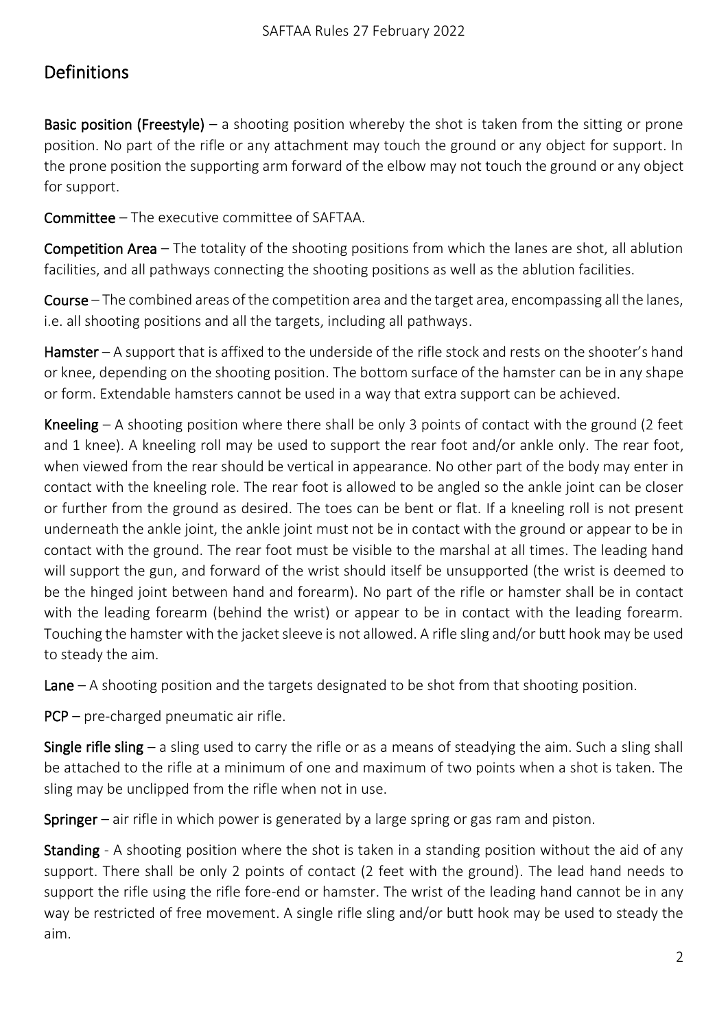## Definitions

**Basic position (Freestyle)** – a shooting position whereby the shot is taken from the sitting or prone position. No part of the rifle or any attachment may touch the ground or any object for support. In the prone position the supporting arm forward of the elbow may not touch the ground or any object for support.

**Committee** – The executive committee of SAFTAA.

**Competition Area** – The totality of the shooting positions from which the lanes are shot, all ablution facilities, and all pathways connecting the shooting positions as well as the ablution facilities.

**Course** – The combined areas of the competition area and the target area, encompassing all the lanes, i.e. all shooting positions and all the targets, including all pathways.

**Hamster** – A support that is affixed to the underside of the rifle stock and rests on the shooter's hand or knee, depending on the shooting position. The bottom surface of the hamster can be in any shape or form. Extendable hamsters cannot be used in a way that extra support can be achieved.

**Kneeling** – A shooting position where there shall be only 3 points of contact with the ground (2 feet and 1 knee). A kneeling roll may be used to support the rear foot and/or ankle only. The rear foot, when viewed from the rear should be vertical in appearance. No other part of the body may enter in contact with the kneeling role. The rear foot is allowed to be angled so the ankle joint can be closer or further from the ground as desired. The toes can be bent or flat. If a kneeling roll is not present underneath the ankle joint, the ankle joint must not be in contact with the ground or appear to be in contact with the ground. The rear foot must be visible to the marshal at all times. The leading hand will support the gun, and forward of the wrist should itself be unsupported (the wrist is deemed to be the hinged joint between hand and forearm). No part of the rifle or hamster shall be in contact with the leading forearm (behind the wrist) or appear to be in contact with the leading forearm. Touching the hamster with the jacket sleeve is not allowed. A rifle sling and/or butt hook may be used to steady the aim.

**Lane** – A shooting position and the targets designated to be shot from that shooting position.

**PCP** – pre-charged pneumatic air rifle.

**Single rifle sling** – a sling used to carry the rifle or as a means of steadying the aim. Such a sling shall be attached to the rifle at a minimum of one and maximum of two points when a shot is taken. The sling may be unclipped from the rifle when not in use.

**Springer** – air rifle in which power is generated by a large spring or gas ram and piston.

**Standing** - A shooting position where the shot is taken in a standing position without the aid of any support. There shall be only 2 points of contact (2 feet with the ground). The lead hand needs to support the rifle using the rifle fore-end or hamster. The wrist of the leading hand cannot be in any way be restricted of free movement. A single rifle sling and/or butt hook may be used to steady the aim.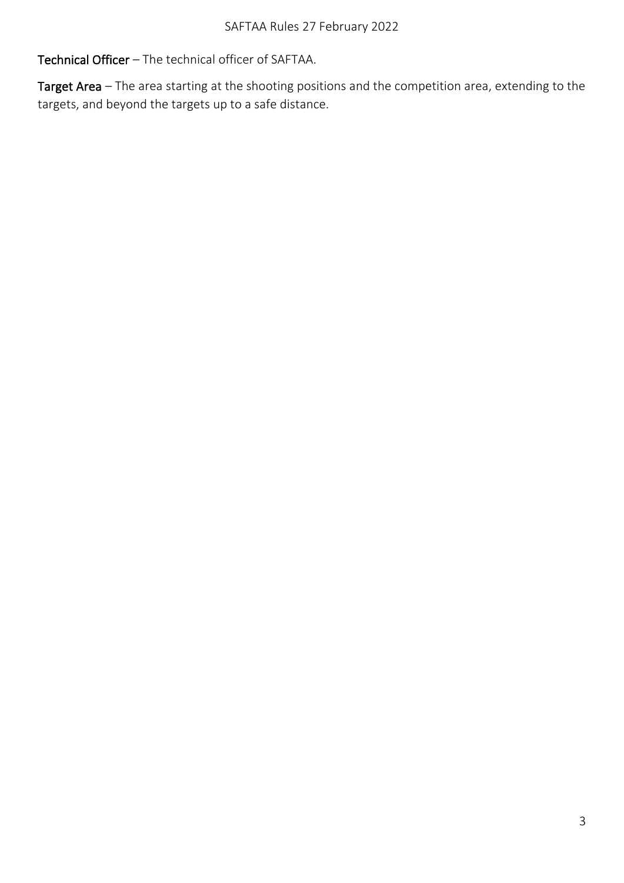**Technical Officer** – The technical officer of SAFTAA.

**Target Area** – The area starting at the shooting positions and the competition area, extending to the targets, and beyond the targets up to a safe distance.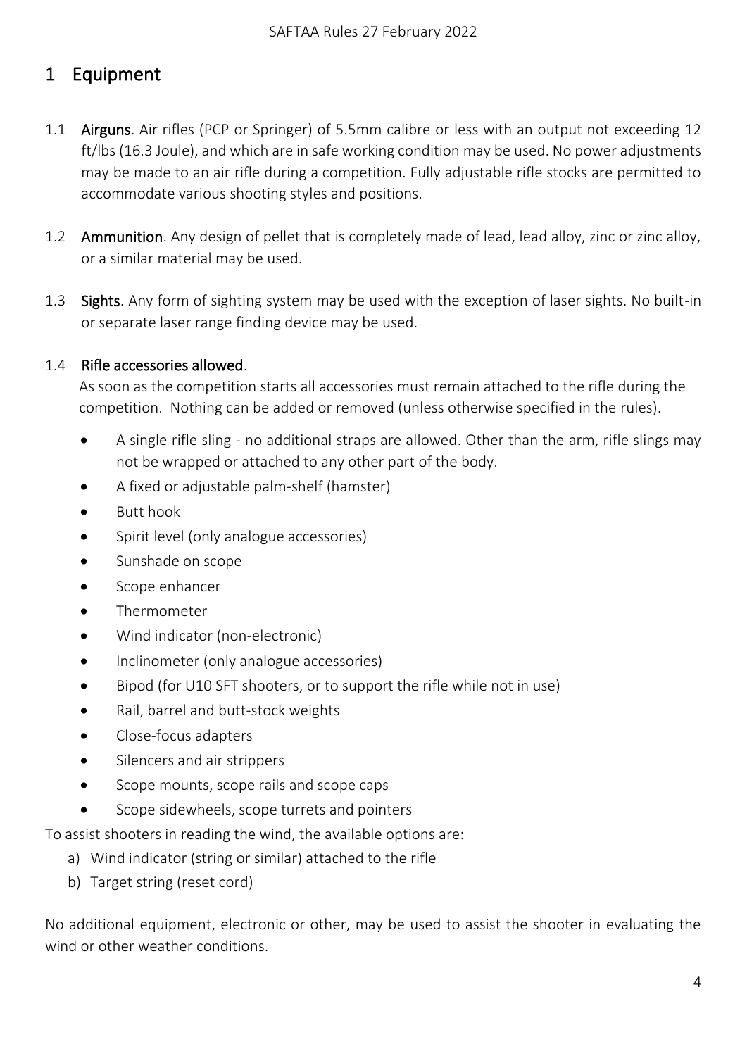# 1 Equipment

1.1 **Airguns**. Air rifles (PCP or Springer) of 5.5mm calibre or less with an output not exceeding 12 ft/lbs (16.3 Joule), and which are in safe working condition may be used. No power adjustments may be made to an air rifle during a competition. Fully adjustable rifle stocks are permitted to accommodate various shooting styles and positions.

1.2 **Ammunition**. Any design of pellet that is completely made of lead, lead alloy, zinc or zinc alloy, or a similar material may be used.

1.3 **Sights**. Any form of sighting system may be used with the exception of laser sights. No built-in or separate laser range finding device may be used.

1.4 **Rifle accessories allowed**.

As soon as the competition starts all accessories must remain attached to the rifle during the competition. Nothing can be added or removed (unless otherwise specified in the rules).

- A single rifle sling - no additional straps are allowed. Other than the arm, rifle slings may not be wrapped or attached to any other part of the body.
- A fixed or adjustable palm-shelf (hamster)
- Butt hook
- Spirit level (only analogue accessories)
- Sunshade on scope
- Scope enhancer
- Thermometer
- Wind indicator (non-electronic)
- Inclinometer (only analogue accessories)
- Bipod (for U10 SFT shooters, or to support the rifle while not in use)
- Rail, barrel and butt-stock weights
- Close-focus adapters
- Silencers and air strippers
- Scope mounts, scope rails and scope caps
- Scope sidewheels, scope turrets and pointers

To assist shooters in reading the wind, the available options are:

a) Wind indicator (string or similar) attached to the rifle
b) Target string (reset cord)

No additional equipment, electronic or other, may be used to assist the shooter in evaluating the wind or other weather conditions.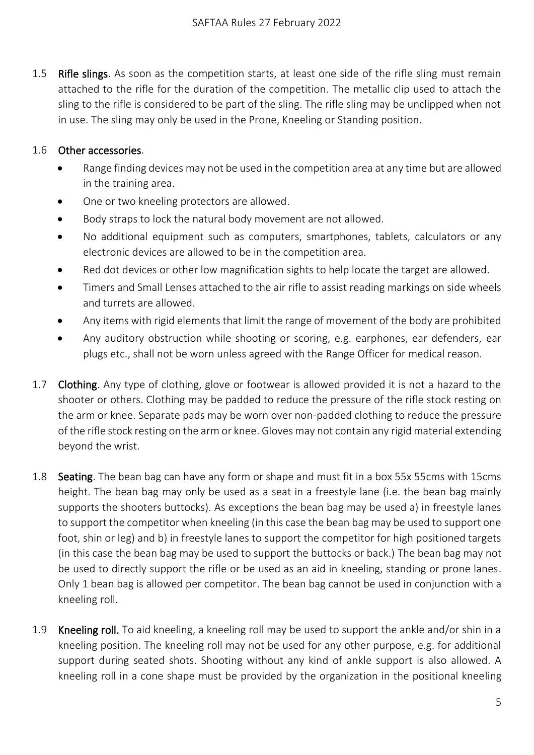1.5 **Rifle slings**. As soon as the competition starts, at least one side of the rifle sling must remain attached to the rifle for the duration of the competition. The metallic clip used to attach the sling to the rifle is considered to be part of the sling. The rifle sling may be unclipped when not in use. The sling may only be used in the Prone, Kneeling or Standing position.

1.6 **Other accessories**.

- Range finding devices may not be used in the competition area at any time but are allowed in the training area.
- One or two kneeling protectors are allowed.
- Body straps to lock the natural body movement are not allowed.
- No additional equipment such as computers, smartphones, tablets, calculators or any electronic devices are allowed to be in the competition area.
- Red dot devices or other low magnification sights to help locate the target are allowed.
- Timers and Small Lenses attached to the air rifle to assist reading markings on side wheels and turrets are allowed.
- Any items with rigid elements that limit the range of movement of the body are prohibited
- Any auditory obstruction while shooting or scoring, e.g. earphones, ear defenders, ear plugs etc., shall not be worn unless agreed with the Range Officer for medical reason.

1.7 **Clothing**. Any type of clothing, glove or footwear is allowed provided it is not a hazard to the shooter or others. Clothing may be padded to reduce the pressure of the rifle stock resting on the arm or knee. Separate pads may be worn over non-padded clothing to reduce the pressure of the rifle stock resting on the arm or knee. Gloves may not contain any rigid material extending beyond the wrist.

1.8 **Seating**. The bean bag can have any form or shape and must fit in a box 55x 55cms with 15cms height. The bean bag may only be used as a seat in a freestyle lane (i.e. the bean bag mainly supports the shooters buttocks). As exceptions the bean bag may be used a) in freestyle lanes to support the competitor when kneeling (in this case the bean bag may be used to support one foot, shin or leg) and b) in freestyle lanes to support the competitor for high positioned targets (in this case the bean bag may be used to support the buttocks or back.) The bean bag may not be used to directly support the rifle or be used as an aid in kneeling, standing or prone lanes. Only 1 bean bag is allowed per competitor. The bean bag cannot be used in conjunction with a kneeling roll.

1.9 **Kneeling roll.** To aid kneeling, a kneeling roll may be used to support the ankle and/or shin in a kneeling position. The kneeling roll may not be used for any other purpose, e.g. for additional support during seated shots. Shooting without any kind of ankle support is also allowed. A kneeling roll in a cone shape must be provided by the organization in the positional kneeling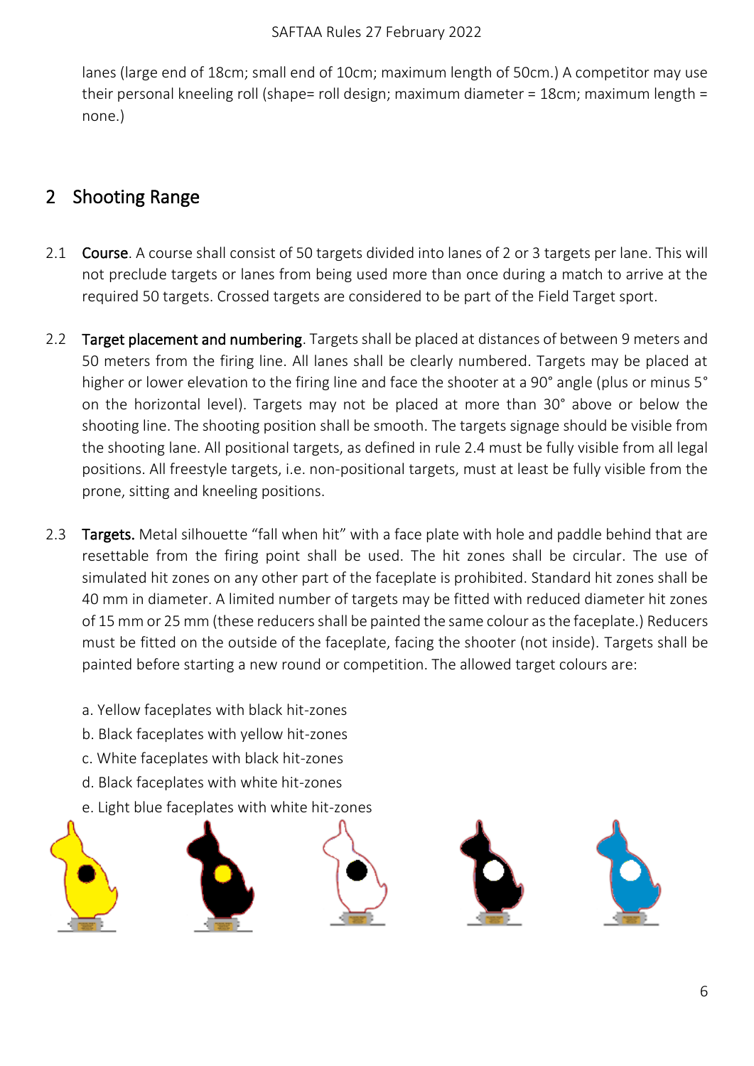lanes (large end of 18cm; small end of 10cm; maximum length of 50cm.) A competitor may use their personal kneeling roll (shape= roll design; maximum diameter = 18cm; maximum length = none.)

## 2 Shooting Range

2.1 **Course**. A course shall consist of 50 targets divided into lanes of 2 or 3 targets per lane. This will not preclude targets or lanes from being used more than once during a match to arrive at the required 50 targets. Crossed targets are considered to be part of the Field Target sport.

2.2 **Target placement and numbering**. Targets shall be placed at distances of between 9 meters and 50 meters from the firing line. All lanes shall be clearly numbered. Targets may be placed at higher or lower elevation to the firing line and face the shooter at a 90° angle (plus or minus 5° on the horizontal level). Targets may not be placed at more than 30° above or below the shooting line. The shooting position shall be smooth. The targets signage should be visible from the shooting lane. All positional targets, as defined in rule 2.4 must be fully visible from all legal positions. All freestyle targets, i.e. non-positional targets, must at least be fully visible from the prone, sitting and kneeling positions.

2.3 **Targets.** Metal silhouette "fall when hit" with a face plate with hole and paddle behind that are resettable from the firing point shall be used. The hit zones shall be circular. The use of simulated hit zones on any other part of the faceplate is prohibited. Standard hit zones shall be 40 mm in diameter. A limited number of targets may be fitted with reduced diameter hit zones of 15 mm or 25 mm (these reducers shall be painted the same colour as the faceplate.) Reducers must be fitted on the outside of the faceplate, facing the shooter (not inside). Targets shall be painted before starting a new round or competition. The allowed target colours are:

a. Yellow faceplates with black hit-zones
b. Black faceplates with yellow hit-zones
c. White faceplates with black hit-zones
d. Black faceplates with white hit-zones
e. Light blue faceplates with white hit-zones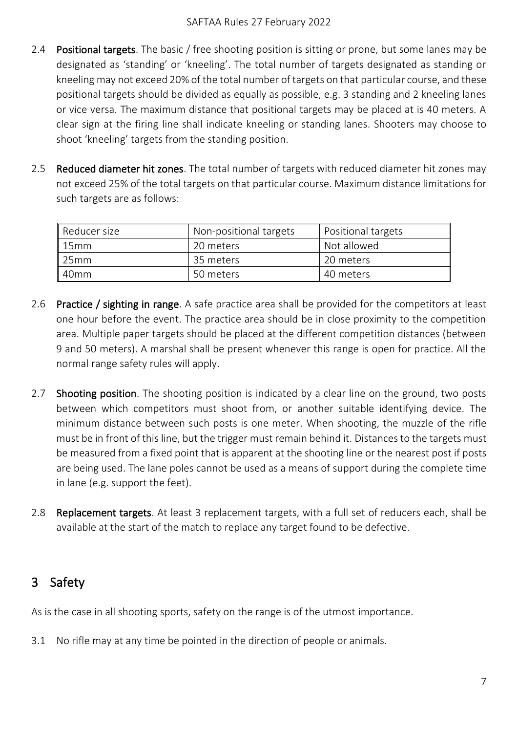2.4 **Positional targets**. The basic / free shooting position is sitting or prone, but some lanes may be designated as 'standing' or 'kneeling'. The total number of targets designated as standing or kneeling may not exceed 20% of the total number of targets on that particular course, and these positional targets should be divided as equally as possible, e.g. 3 standing and 2 kneeling lanes or vice versa. The maximum distance that positional targets may be placed at is 40 meters. A clear sign at the firing line shall indicate kneeling or standing lanes. Shooters may choose to shoot 'kneeling' targets from the standing position.

2.5 **Reduced diameter hit zones**. The total number of targets with reduced diameter hit zones may not exceed 25% of the total targets on that particular course. Maximum distance limitations for such targets are as follows:

| Reducer size | Non-positional targets | Positional targets |
|---|---|---|
| 15mm | 20 meters | Not allowed |
| 25mm | 35 meters | 20 meters |
| 40mm | 50 meters | 40 meters |

2.6 **Practice / sighting in range**. A safe practice area shall be provided for the competitors at least one hour before the event. The practice area should be in close proximity to the competition area. Multiple paper targets should be placed at the different competition distances (between 9 and 50 meters). A marshal shall be present whenever this range is open for practice. All the normal range safety rules will apply.

2.7 **Shooting position**. The shooting position is indicated by a clear line on the ground, two posts between which competitors must shoot from, or another suitable identifying device. The minimum distance between such posts is one meter. When shooting, the muzzle of the rifle must be in front of this line, but the trigger must remain behind it. Distances to the targets must be measured from a fixed point that is apparent at the shooting line or the nearest post if posts are being used. The lane poles cannot be used as a means of support during the complete time in lane (e.g. support the feet).

2.8 **Replacement targets**. At least 3 replacement targets, with a full set of reducers each, shall be available at the start of the match to replace any target found to be defective.

## 3 Safety

As is the case in all shooting sports, safety on the range is of the utmost importance.

3.1 No rifle may at any time be pointed in the direction of people or animals.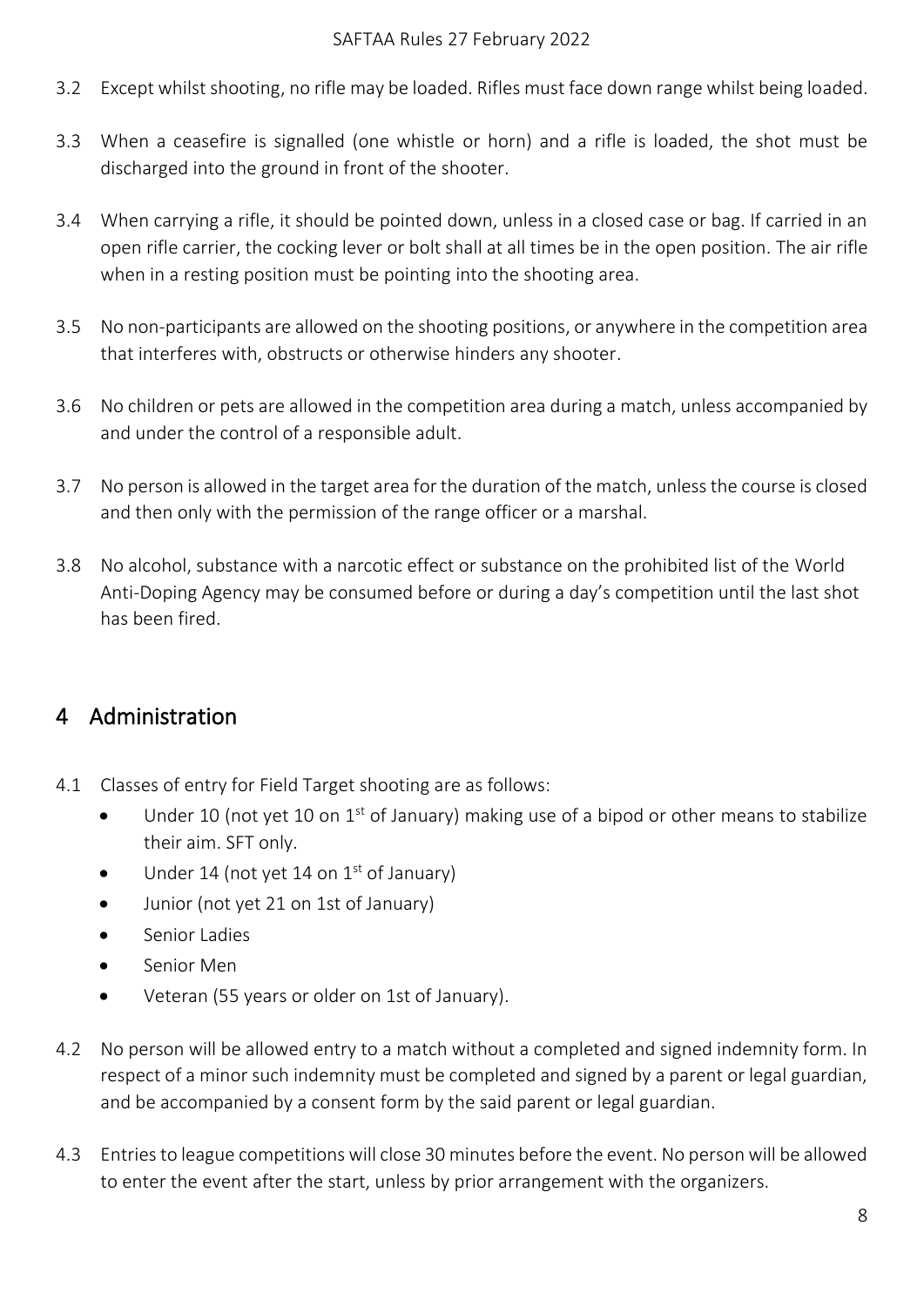3.2 Except whilst shooting, no rifle may be loaded. Rifles must face down range whilst being loaded.

3.3 When a ceasefire is signalled (one whistle or horn) and a rifle is loaded, the shot must be discharged into the ground in front of the shooter.

3.4 When carrying a rifle, it should be pointed down, unless in a closed case or bag. If carried in an open rifle carrier, the cocking lever or bolt shall at all times be in the open position. The air rifle when in a resting position must be pointing into the shooting area.

3.5 No non-participants are allowed on the shooting positions, or anywhere in the competition area that interferes with, obstructs or otherwise hinders any shooter.

3.6 No children or pets are allowed in the competition area during a match, unless accompanied by and under the control of a responsible adult.

3.7 No person is allowed in the target area for the duration of the match, unless the course is closed and then only with the permission of the range officer or a marshal.

3.8 No alcohol, substance with a narcotic effect or substance on the prohibited list of the World Anti-Doping Agency may be consumed before or during a day's competition until the last shot has been fired.

## 4 Administration

4.1 Classes of entry for Field Target shooting are as follows:

- Under 10 (not yet 10 on 1st of January) making use of a bipod or other means to stabilize their aim. SFT only.
- Under 14 (not yet 14 on 1st of January)
- Junior (not yet 21 on 1st of January)
- Senior Ladies
- Senior Men
- Veteran (55 years or older on 1st of January).

4.2 No person will be allowed entry to a match without a completed and signed indemnity form. In respect of a minor such indemnity must be completed and signed by a parent or legal guardian, and be accompanied by a consent form by the said parent or legal guardian.

4.3 Entries to league competitions will close 30 minutes before the event. No person will be allowed to enter the event after the start, unless by prior arrangement with the organizers.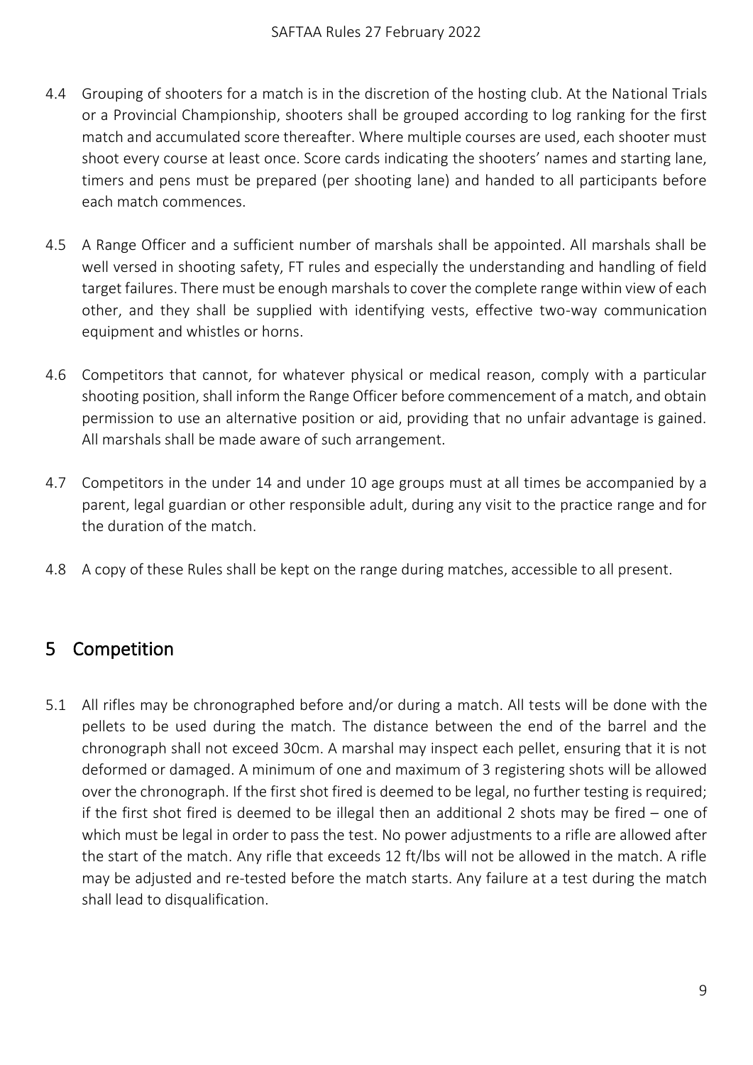4.4 Grouping of shooters for a match is in the discretion of the hosting club. At the National Trials or a Provincial Championship, shooters shall be grouped according to log ranking for the first match and accumulated score thereafter. Where multiple courses are used, each shooter must shoot every course at least once. Score cards indicating the shooters' names and starting lane, timers and pens must be prepared (per shooting lane) and handed to all participants before each match commences.

4.5 A Range Officer and a sufficient number of marshals shall be appointed. All marshals shall be well versed in shooting safety, FT rules and especially the understanding and handling of field target failures. There must be enough marshals to cover the complete range within view of each other, and they shall be supplied with identifying vests, effective two-way communication equipment and whistles or horns.

4.6 Competitors that cannot, for whatever physical or medical reason, comply with a particular shooting position, shall inform the Range Officer before commencement of a match, and obtain permission to use an alternative position or aid, providing that no unfair advantage is gained. All marshals shall be made aware of such arrangement.

4.7 Competitors in the under 14 and under 10 age groups must at all times be accompanied by a parent, legal guardian or other responsible adult, during any visit to the practice range and for the duration of the match.

4.8 A copy of these Rules shall be kept on the range during matches, accessible to all present.

## 5 Competition

5.1 All rifles may be chronographed before and/or during a match. All tests will be done with the pellets to be used during the match. The distance between the end of the barrel and the chronograph shall not exceed 30cm. A marshal may inspect each pellet, ensuring that it is not deformed or damaged. A minimum of one and maximum of 3 registering shots will be allowed over the chronograph. If the first shot fired is deemed to be legal, no further testing is required; if the first shot fired is deemed to be illegal then an additional 2 shots may be fired – one of which must be legal in order to pass the test. No power adjustments to a rifle are allowed after the start of the match. Any rifle that exceeds 12 ft/lbs will not be allowed in the match. A rifle may be adjusted and re-tested before the match starts. Any failure at a test during the match shall lead to disqualification.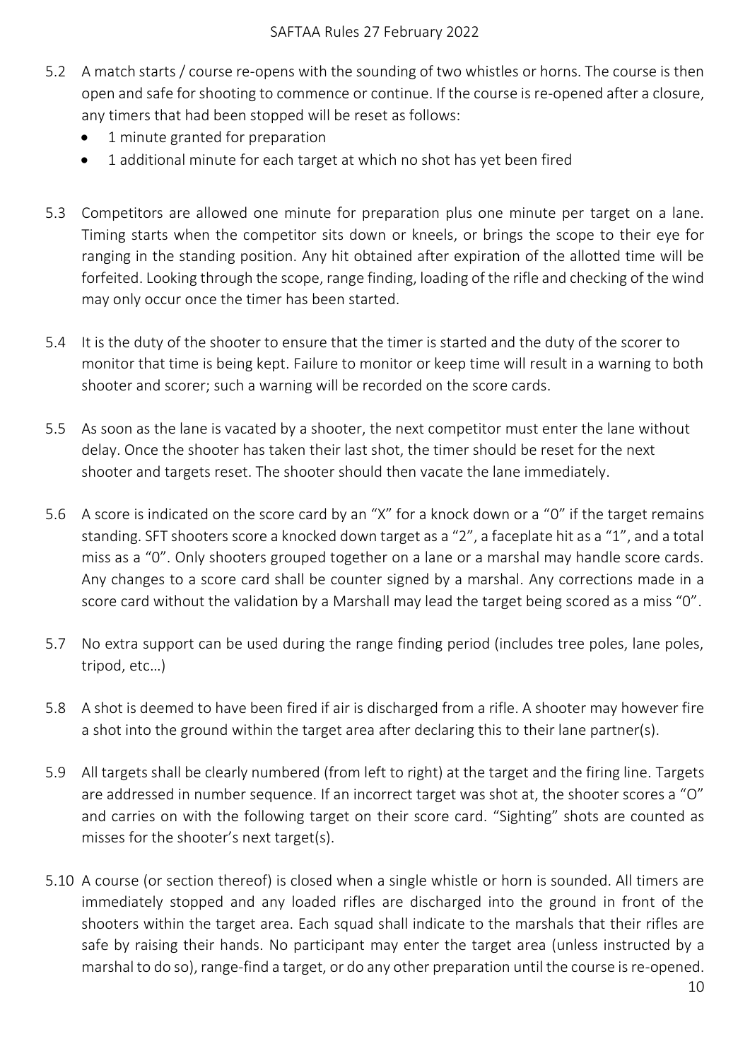5.2 A match starts / course re-opens with the sounding of two whistles or horns. The course is then open and safe for shooting to commence or continue. If the course is re-opened after a closure, any timers that had been stopped will be reset as follows:

- 1 minute granted for preparation
- 1 additional minute for each target at which no shot has yet been fired

5.3 Competitors are allowed one minute for preparation plus one minute per target on a lane. Timing starts when the competitor sits down or kneels, or brings the scope to their eye for ranging in the standing position. Any hit obtained after expiration of the allotted time will be forfeited. Looking through the scope, range finding, loading of the rifle and checking of the wind may only occur once the timer has been started.

5.4 It is the duty of the shooter to ensure that the timer is started and the duty of the scorer to monitor that time is being kept. Failure to monitor or keep time will result in a warning to both shooter and scorer; such a warning will be recorded on the score cards.

5.5 As soon as the lane is vacated by a shooter, the next competitor must enter the lane without delay. Once the shooter has taken their last shot, the timer should be reset for the next shooter and targets reset. The shooter should then vacate the lane immediately.

5.6 A score is indicated on the score card by an "X" for a knock down or a "0" if the target remains standing. SFT shooters score a knocked down target as a "2", a faceplate hit as a "1", and a total miss as a "0". Only shooters grouped together on a lane or a marshal may handle score cards. Any changes to a score card shall be counter signed by a marshal. Any corrections made in a score card without the validation by a Marshall may lead the target being scored as a miss "0".

5.7 No extra support can be used during the range finding period (includes tree poles, lane poles, tripod, etc…)

5.8 A shot is deemed to have been fired if air is discharged from a rifle. A shooter may however fire a shot into the ground within the target area after declaring this to their lane partner(s).

5.9 All targets shall be clearly numbered (from left to right) at the target and the firing line. Targets are addressed in number sequence. If an incorrect target was shot at, the shooter scores a "O" and carries on with the following target on their score card. "Sighting" shots are counted as misses for the shooter's next target(s).

5.10 A course (or section thereof) is closed when a single whistle or horn is sounded. All timers are immediately stopped and any loaded rifles are discharged into the ground in front of the shooters within the target area. Each squad shall indicate to the marshals that their rifles are safe by raising their hands. No participant may enter the target area (unless instructed by a marshal to do so), range-find a target, or do any other preparation until the course is re-opened.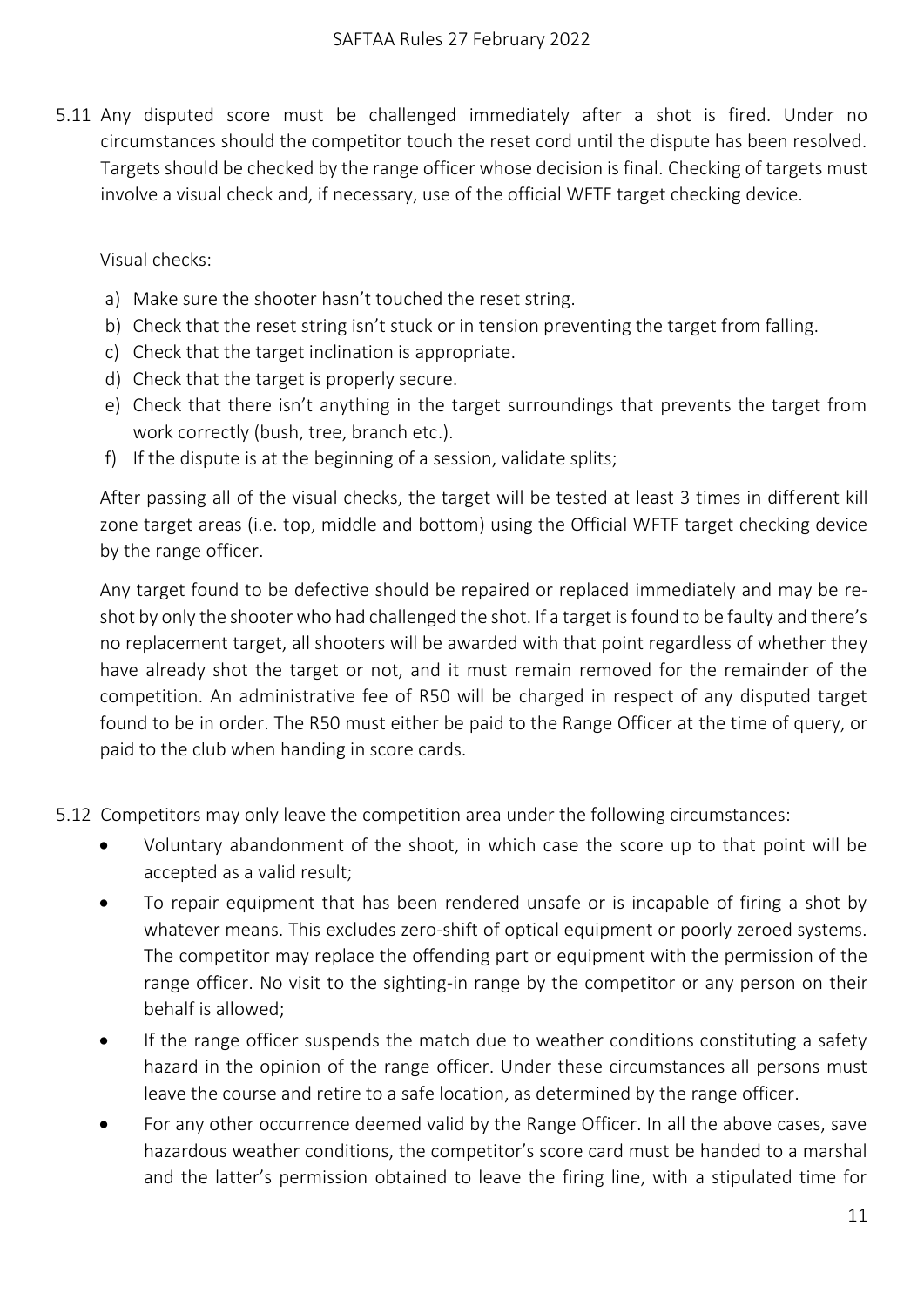5.11 Any disputed score must be challenged immediately after a shot is fired. Under no circumstances should the competitor touch the reset cord until the dispute has been resolved. Targets should be checked by the range officer whose decision is final. Checking of targets must involve a visual check and, if necessary, use of the official WFTF target checking device.

Visual checks:

a) Make sure the shooter hasn't touched the reset string.
b) Check that the reset string isn't stuck or in tension preventing the target from falling.
c) Check that the target inclination is appropriate.
d) Check that the target is properly secure.
e) Check that there isn't anything in the target surroundings that prevents the target from work correctly (bush, tree, branch etc.).
f) If the dispute is at the beginning of a session, validate splits;

After passing all of the visual checks, the target will be tested at least 3 times in different kill zone target areas (i.e. top, middle and bottom) using the Official WFTF target checking device by the range officer.

Any target found to be defective should be repaired or replaced immediately and may be re-shot by only the shooter who had challenged the shot. If a target is found to be faulty and there's no replacement target, all shooters will be awarded with that point regardless of whether they have already shot the target or not, and it must remain removed for the remainder of the competition. An administrative fee of R50 will be charged in respect of any disputed target found to be in order. The R50 must either be paid to the Range Officer at the time of query, or paid to the club when handing in score cards.

5.12 Competitors may only leave the competition area under the following circumstances:

- Voluntary abandonment of the shoot, in which case the score up to that point will be accepted as a valid result;
- To repair equipment that has been rendered unsafe or is incapable of firing a shot by whatever means. This excludes zero-shift of optical equipment or poorly zeroed systems. The competitor may replace the offending part or equipment with the permission of the range officer. No visit to the sighting-in range by the competitor or any person on their behalf is allowed;
- If the range officer suspends the match due to weather conditions constituting a safety hazard in the opinion of the range officer. Under these circumstances all persons must leave the course and retire to a safe location, as determined by the range officer.
- For any other occurrence deemed valid by the Range Officer. In all the above cases, save hazardous weather conditions, the competitor's score card must be handed to a marshal and the latter's permission obtained to leave the firing line, with a stipulated time for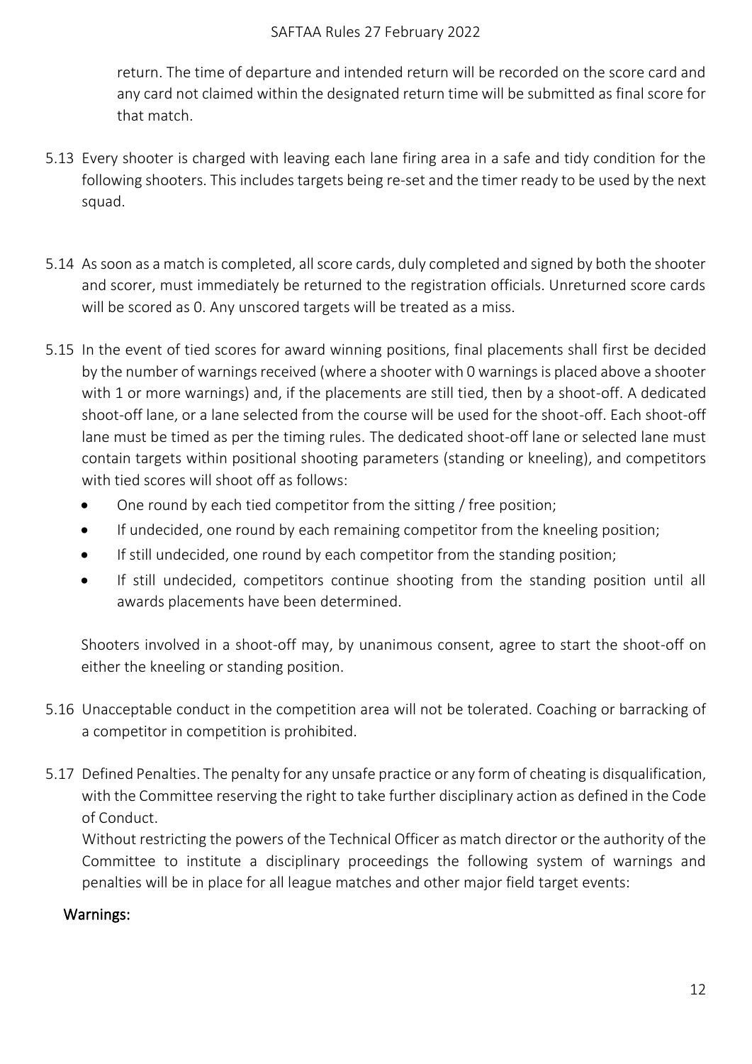return. The time of departure and intended return will be recorded on the score card and any card not claimed within the designated return time will be submitted as final score for that match.

5.13 Every shooter is charged with leaving each lane firing area in a safe and tidy condition for the following shooters. This includes targets being re-set and the timer ready to be used by the next squad.

5.14 As soon as a match is completed, all score cards, duly completed and signed by both the shooter and scorer, must immediately be returned to the registration officials. Unreturned score cards will be scored as 0. Any unscored targets will be treated as a miss.

5.15 In the event of tied scores for award winning positions, final placements shall first be decided by the number of warnings received (where a shooter with 0 warnings is placed above a shooter with 1 or more warnings) and, if the placements are still tied, then by a shoot-off. A dedicated shoot-off lane, or a lane selected from the course will be used for the shoot-off. Each shoot-off lane must be timed as per the timing rules. The dedicated shoot-off lane or selected lane must contain targets within positional shooting parameters (standing or kneeling), and competitors with tied scores will shoot off as follows:

- One round by each tied competitor from the sitting / free position;
- If undecided, one round by each remaining competitor from the kneeling position;
- If still undecided, one round by each competitor from the standing position;
- If still undecided, competitors continue shooting from the standing position until all awards placements have been determined.

Shooters involved in a shoot-off may, by unanimous consent, agree to start the shoot-off on either the kneeling or standing position.

5.16 Unacceptable conduct in the competition area will not be tolerated. Coaching or barracking of a competitor in competition is prohibited.

5.17 Defined Penalties. The penalty for any unsafe practice or any form of cheating is disqualification, with the Committee reserving the right to take further disciplinary action as defined in the Code of Conduct.

Without restricting the powers of the Technical Officer as match director or the authority of the Committee to institute a disciplinary proceedings the following system of warnings and penalties will be in place for all league matches and other major field target events:

Warnings: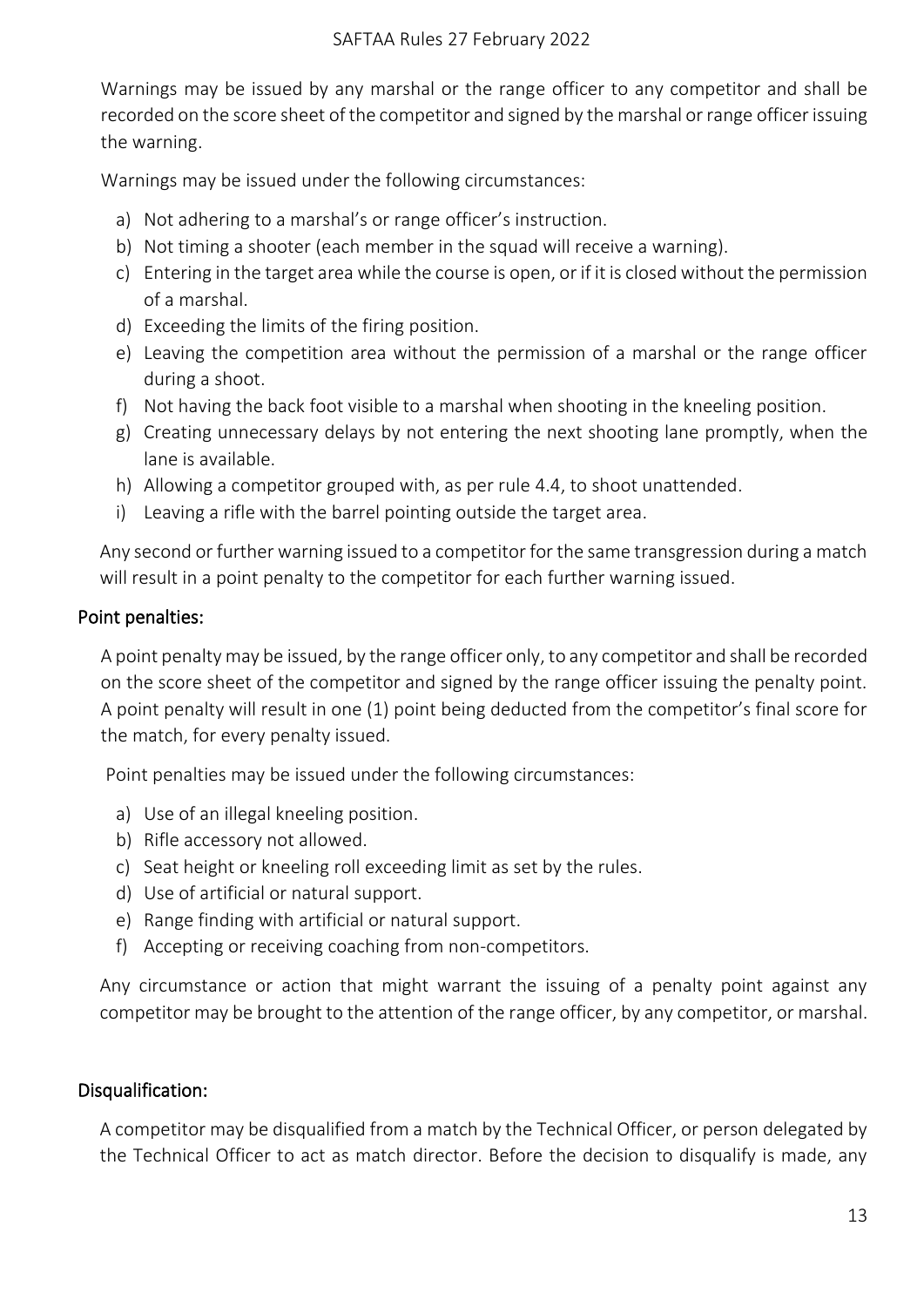Warnings may be issued by any marshal or the range officer to any competitor and shall be recorded on the score sheet of the competitor and signed by the marshal or range officer issuing the warning.

Warnings may be issued under the following circumstances:

a) Not adhering to a marshal's or range officer's instruction.
b) Not timing a shooter (each member in the squad will receive a warning).
c) Entering in the target area while the course is open, or if it is closed without the permission of a marshal.
d) Exceeding the limits of the firing position.
e) Leaving the competition area without the permission of a marshal or the range officer during a shoot.
f) Not having the back foot visible to a marshal when shooting in the kneeling position.
g) Creating unnecessary delays by not entering the next shooting lane promptly, when the lane is available.
h) Allowing a competitor grouped with, as per rule 4.4, to shoot unattended.
i) Leaving a rifle with the barrel pointing outside the target area.

Any second or further warning issued to a competitor for the same transgression during a match will result in a point penalty to the competitor for each further warning issued.

### Point penalties:

A point penalty may be issued, by the range officer only, to any competitor and shall be recorded on the score sheet of the competitor and signed by the range officer issuing the penalty point. A point penalty will result in one (1) point being deducted from the competitor's final score for the match, for every penalty issued.

Point penalties may be issued under the following circumstances:

a) Use of an illegal kneeling position.
b) Rifle accessory not allowed.
c) Seat height or kneeling roll exceeding limit as set by the rules.
d) Use of artificial or natural support.
e) Range finding with artificial or natural support.
f) Accepting or receiving coaching from non-competitors.

Any circumstance or action that might warrant the issuing of a penalty point against any competitor may be brought to the attention of the range officer, by any competitor, or marshal.

### Disqualification:

A competitor may be disqualified from a match by the Technical Officer, or person delegated by the Technical Officer to act as match director. Before the decision to disqualify is made, any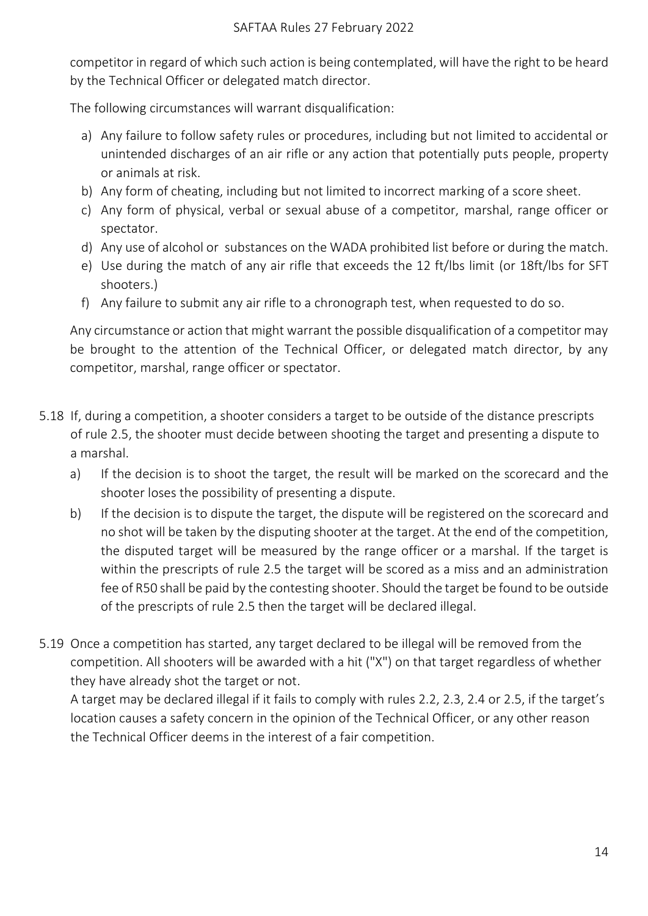competitor in regard of which such action is being contemplated, will have the right to be heard by the Technical Officer or delegated match director.

The following circumstances will warrant disqualification:

a) Any failure to follow safety rules or procedures, including but not limited to accidental or unintended discharges of an air rifle or any action that potentially puts people, property or animals at risk.
b) Any form of cheating, including but not limited to incorrect marking of a score sheet.
c) Any form of physical, verbal or sexual abuse of a competitor, marshal, range officer or spectator.
d) Any use of alcohol or substances on the WADA prohibited list before or during the match.
e) Use during the match of any air rifle that exceeds the 12 ft/lbs limit (or 18ft/lbs for SFT shooters.)
f) Any failure to submit any air rifle to a chronograph test, when requested to do so.

Any circumstance or action that might warrant the possible disqualification of a competitor may be brought to the attention of the Technical Officer, or delegated match director, by any competitor, marshal, range officer or spectator.

5.18 If, during a competition, a shooter considers a target to be outside of the distance prescripts of rule 2.5, the shooter must decide between shooting the target and presenting a dispute to a marshal.

a) If the decision is to shoot the target, the result will be marked on the scorecard and the shooter loses the possibility of presenting a dispute.
b) If the decision is to dispute the target, the dispute will be registered on the scorecard and no shot will be taken by the disputing shooter at the target. At the end of the competition, the disputed target will be measured by the range officer or a marshal. If the target is within the prescripts of rule 2.5 the target will be scored as a miss and an administration fee of R50 shall be paid by the contesting shooter. Should the target be found to be outside of the prescripts of rule 2.5 then the target will be declared illegal.

5.19 Once a competition has started, any target declared to be illegal will be removed from the competition. All shooters will be awarded with a hit ("X") on that target regardless of whether they have already shot the target or not.
A target may be declared illegal if it fails to comply with rules 2.2, 2.3, 2.4 or 2.5, if the target's location causes a safety concern in the opinion of the Technical Officer, or any other reason the Technical Officer deems in the interest of a fair competition.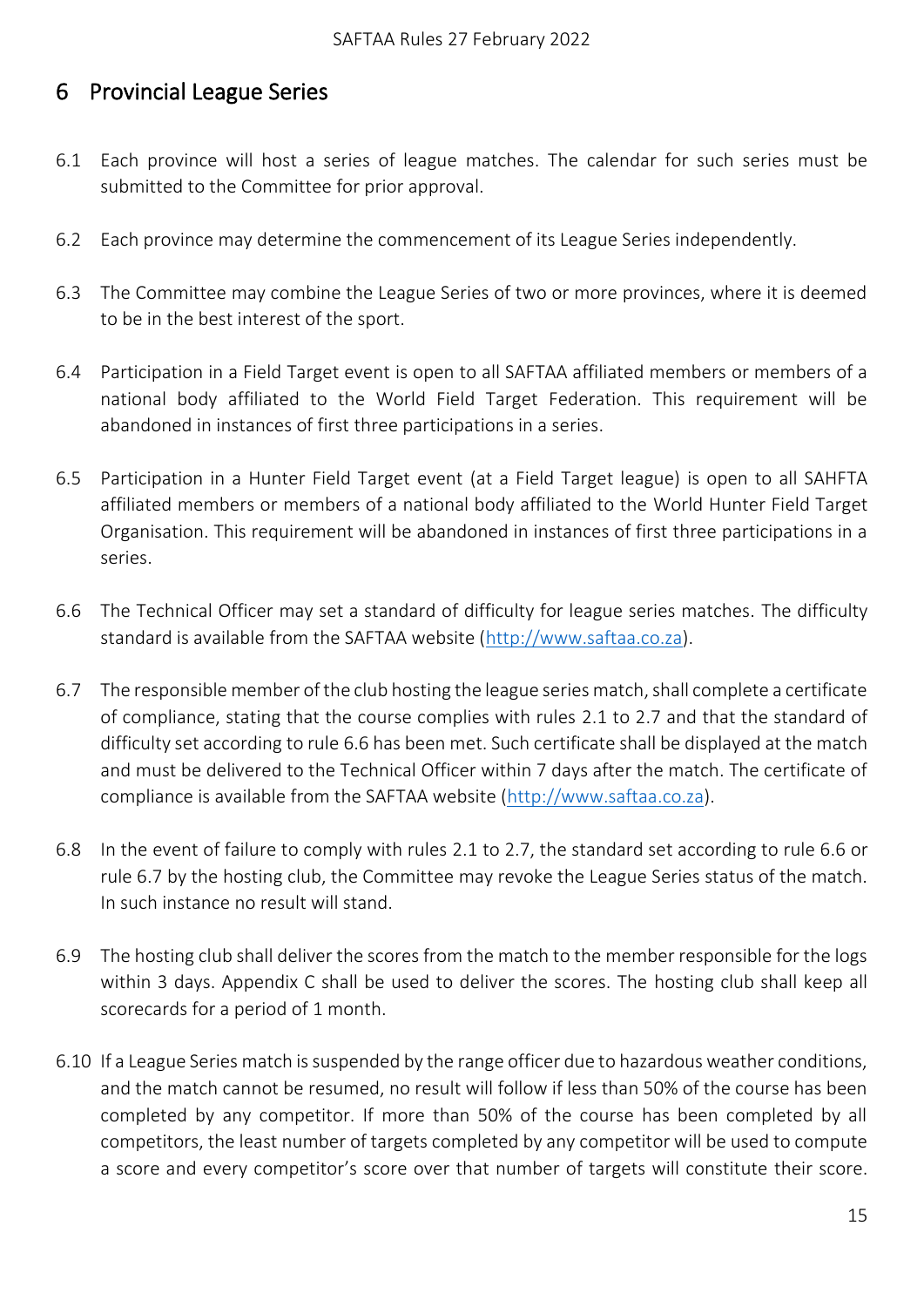# 6 Provincial League Series

6.1 Each province will host a series of league matches. The calendar for such series must be submitted to the Committee for prior approval.

6.2 Each province may determine the commencement of its League Series independently.

6.3 The Committee may combine the League Series of two or more provinces, where it is deemed to be in the best interest of the sport.

6.4 Participation in a Field Target event is open to all SAFTAA affiliated members or members of a national body affiliated to the World Field Target Federation. This requirement will be abandoned in instances of first three participations in a series.

6.5 Participation in a Hunter Field Target event (at a Field Target league) is open to all SAHFTA affiliated members or members of a national body affiliated to the World Hunter Field Target Organisation. This requirement will be abandoned in instances of first three participations in a series.

6.6 The Technical Officer may set a standard of difficulty for league series matches. The difficulty standard is available from the SAFTAA website (http://www.saftaa.co.za).

6.7 The responsible member of the club hosting the league series match, shall complete a certificate of compliance, stating that the course complies with rules 2.1 to 2.7 and that the standard of difficulty set according to rule 6.6 has been met. Such certificate shall be displayed at the match and must be delivered to the Technical Officer within 7 days after the match. The certificate of compliance is available from the SAFTAA website (http://www.saftaa.co.za).

6.8 In the event of failure to comply with rules 2.1 to 2.7, the standard set according to rule 6.6 or rule 6.7 by the hosting club, the Committee may revoke the League Series status of the match. In such instance no result will stand.

6.9 The hosting club shall deliver the scores from the match to the member responsible for the logs within 3 days. Appendix C shall be used to deliver the scores. The hosting club shall keep all scorecards for a period of 1 month.

6.10 If a League Series match is suspended by the range officer due to hazardous weather conditions, and the match cannot be resumed, no result will follow if less than 50% of the course has been completed by any competitor. If more than 50% of the course has been completed by all competitors, the least number of targets completed by any competitor will be used to compute a score and every competitor's score over that number of targets will constitute their score.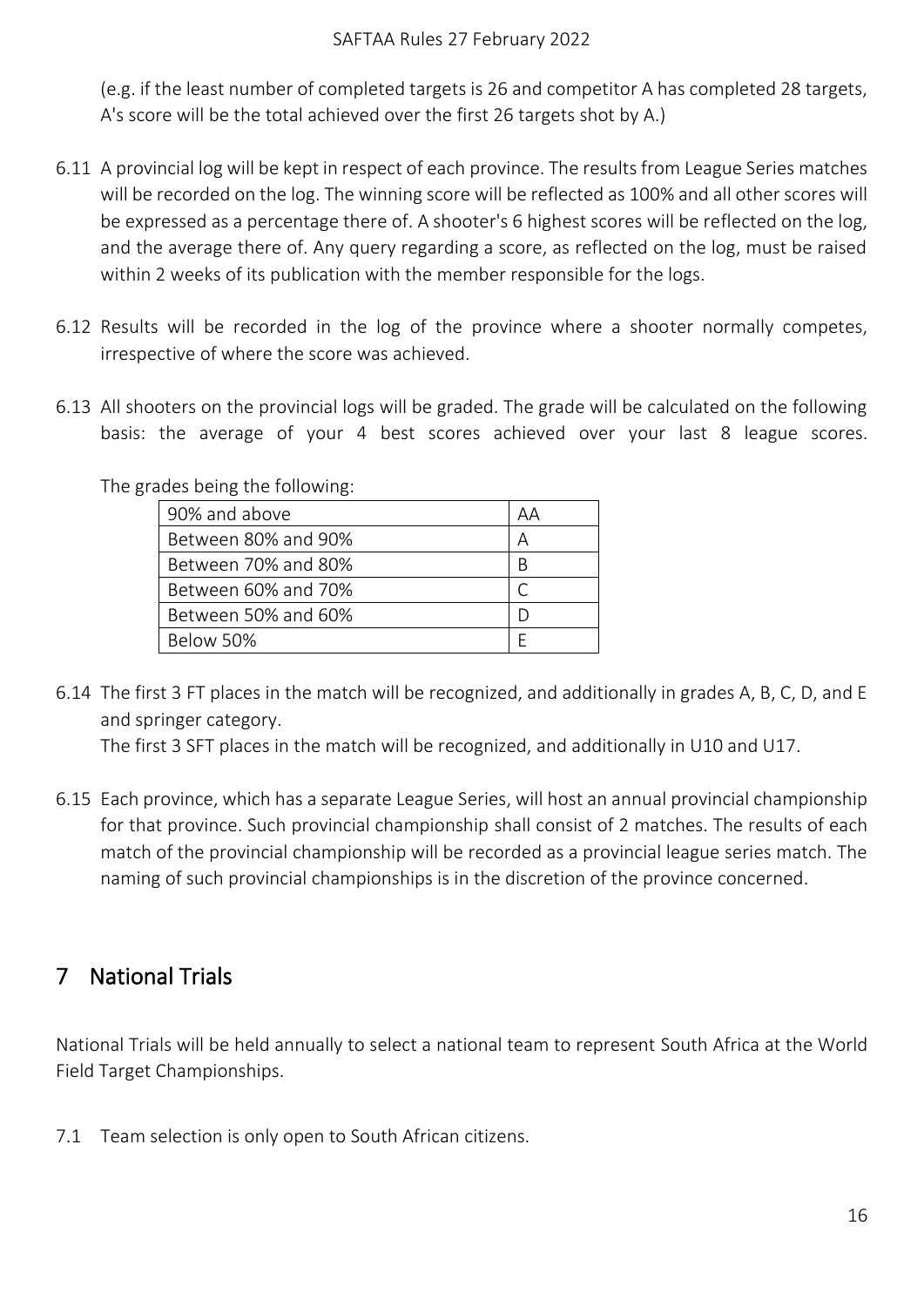(e.g. if the least number of completed targets is 26 and competitor A has completed 28 targets, A's score will be the total achieved over the first 26 targets shot by A.)

6.11 A provincial log will be kept in respect of each province. The results from League Series matches will be recorded on the log. The winning score will be reflected as 100% and all other scores will be expressed as a percentage there of. A shooter's 6 highest scores will be reflected on the log, and the average there of. Any query regarding a score, as reflected on the log, must be raised within 2 weeks of its publication with the member responsible for the logs.

6.12 Results will be recorded in the log of the province where a shooter normally competes, irrespective of where the score was achieved.

6.13 All shooters on the provincial logs will be graded. The grade will be calculated on the following basis: the average of your 4 best scores achieved over your last 8 league scores.

The grades being the following:

| | |
|---|---|
| 90% and above | AA |
| Between 80% and 90% | A |
| Between 70% and 80% | B |
| Between 60% and 70% | C |
| Between 50% and 60% | D |
| Below 50% | E |

6.14 The first 3 FT places in the match will be recognized, and additionally in grades A, B, C, D, and E and springer category.
The first 3 SFT places in the match will be recognized, and additionally in U10 and U17.

6.15 Each province, which has a separate League Series, will host an annual provincial championship for that province. Such provincial championship shall consist of 2 matches. The results of each match of the provincial championship will be recorded as a provincial league series match. The naming of such provincial championships is in the discretion of the province concerned.

# 7 National Trials

National Trials will be held annually to select a national team to represent South Africa at the World Field Target Championships.

7.1 Team selection is only open to South African citizens.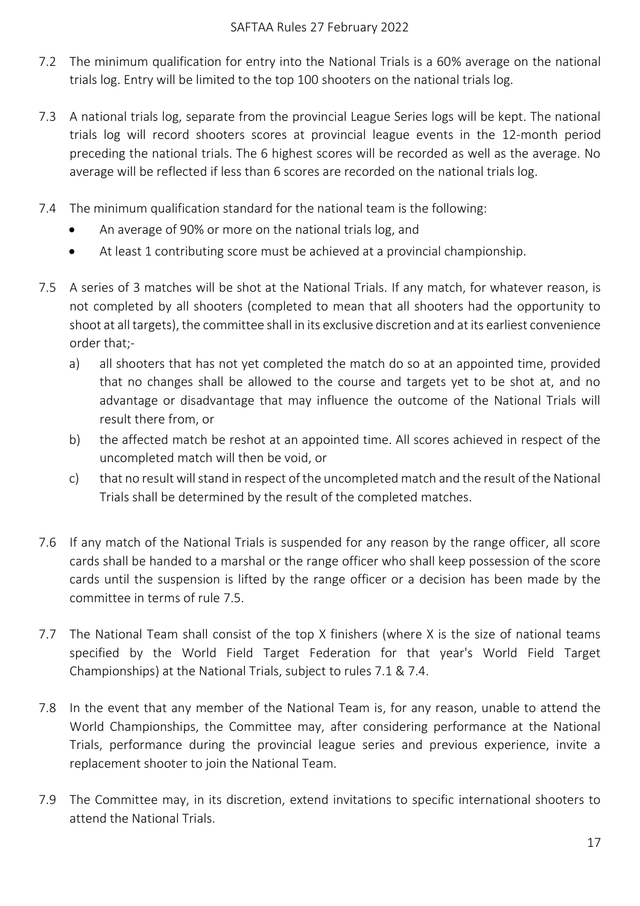7.2 The minimum qualification for entry into the National Trials is a 60% average on the national trials log. Entry will be limited to the top 100 shooters on the national trials log.

7.3 A national trials log, separate from the provincial League Series logs will be kept. The national trials log will record shooters scores at provincial league events in the 12-month period preceding the national trials. The 6 highest scores will be recorded as well as the average. No average will be reflected if less than 6 scores are recorded on the national trials log.

7.4 The minimum qualification standard for the national team is the following:

- An average of 90% or more on the national trials log, and
- At least 1 contributing score must be achieved at a provincial championship.

7.5 A series of 3 matches will be shot at the National Trials. If any match, for whatever reason, is not completed by all shooters (completed to mean that all shooters had the opportunity to shoot at all targets), the committee shall in its exclusive discretion and at its earliest convenience order that;-

a) all shooters that has not yet completed the match do so at an appointed time, provided that no changes shall be allowed to the course and targets yet to be shot at, and no advantage or disadvantage that may influence the outcome of the National Trials will result there from, or

b) the affected match be reshot at an appointed time. All scores achieved in respect of the uncompleted match will then be void, or

c) that no result will stand in respect of the uncompleted match and the result of the National Trials shall be determined by the result of the completed matches.

7.6 If any match of the National Trials is suspended for any reason by the range officer, all score cards shall be handed to a marshal or the range officer who shall keep possession of the score cards until the suspension is lifted by the range officer or a decision has been made by the committee in terms of rule 7.5.

7.7 The National Team shall consist of the top X finishers (where X is the size of national teams specified by the World Field Target Federation for that year's World Field Target Championships) at the National Trials, subject to rules 7.1 & 7.4.

7.8 In the event that any member of the National Team is, for any reason, unable to attend the World Championships, the Committee may, after considering performance at the National Trials, performance during the provincial league series and previous experience, invite a replacement shooter to join the National Team.

7.9 The Committee may, in its discretion, extend invitations to specific international shooters to attend the National Trials.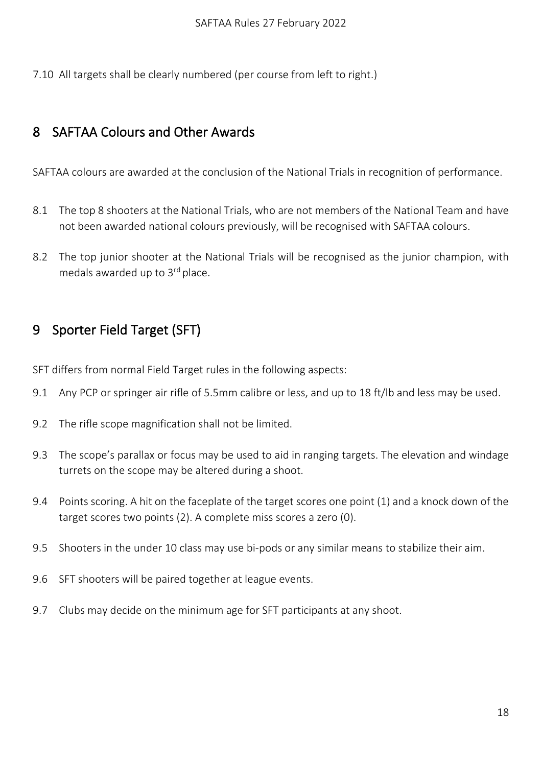7.10 All targets shall be clearly numbered (per course from left to right.)

## 8 SAFTAA Colours and Other Awards

SAFTAA colours are awarded at the conclusion of the National Trials in recognition of performance.

8.1 The top 8 shooters at the National Trials, who are not members of the National Team and have not been awarded national colours previously, will be recognised with SAFTAA colours.

8.2 The top junior shooter at the National Trials will be recognised as the junior champion, with medals awarded up to 3rd place.

## 9 Sporter Field Target (SFT)

SFT differs from normal Field Target rules in the following aspects:

9.1 Any PCP or springer air rifle of 5.5mm calibre or less, and up to 18 ft/lb and less may be used.

9.2 The rifle scope magnification shall not be limited.

9.3 The scope's parallax or focus may be used to aid in ranging targets. The elevation and windage turrets on the scope may be altered during a shoot.

9.4 Points scoring. A hit on the faceplate of the target scores one point (1) and a knock down of the target scores two points (2). A complete miss scores a zero (0).

9.5 Shooters in the under 10 class may use bi-pods or any similar means to stabilize their aim.

9.6 SFT shooters will be paired together at league events.

9.7 Clubs may decide on the minimum age for SFT participants at any shoot.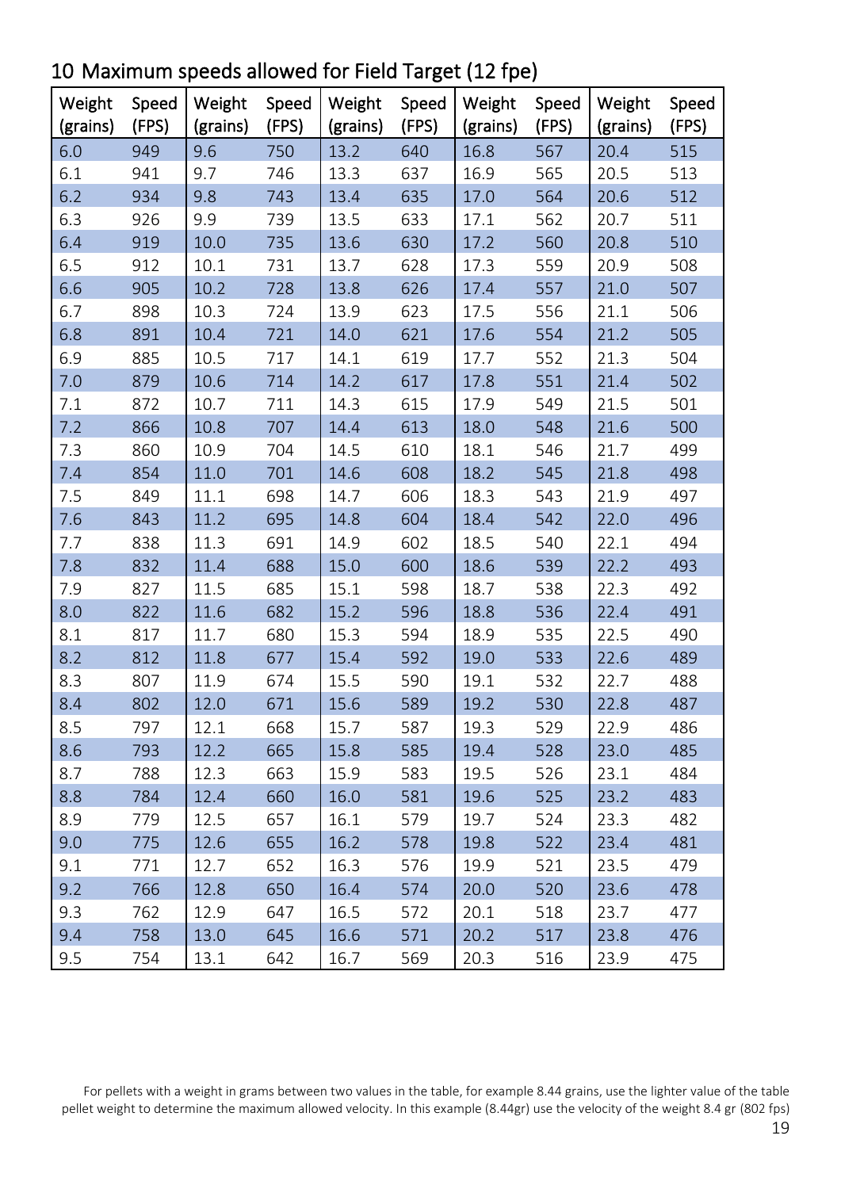## 10 Maximum speeds allowed for Field Target (12 fpe)

| Weight (grains) | Speed (FPS) | Weight (grains) | Speed (FPS) | Weight (grains) | Speed (FPS) | Weight (grains) | Speed (FPS) | Weight (grains) | Speed (FPS) |
|---|---|---|---|---|---|---|---|---|---|
| 6.0 | 949 | 9.6 | 750 | 13.2 | 640 | 16.8 | 567 | 20.4 | 515 |
| 6.1 | 941 | 9.7 | 746 | 13.3 | 637 | 16.9 | 565 | 20.5 | 513 |
| 6.2 | 934 | 9.8 | 743 | 13.4 | 635 | 17.0 | 564 | 20.6 | 512 |
| 6.3 | 926 | 9.9 | 739 | 13.5 | 633 | 17.1 | 562 | 20.7 | 511 |
| 6.4 | 919 | 10.0 | 735 | 13.6 | 630 | 17.2 | 560 | 20.8 | 510 |
| 6.5 | 912 | 10.1 | 731 | 13.7 | 628 | 17.3 | 559 | 20.9 | 508 |
| 6.6 | 905 | 10.2 | 728 | 13.8 | 626 | 17.4 | 557 | 21.0 | 507 |
| 6.7 | 898 | 10.3 | 724 | 13.9 | 623 | 17.5 | 556 | 21.1 | 506 |
| 6.8 | 891 | 10.4 | 721 | 14.0 | 621 | 17.6 | 554 | 21.2 | 505 |
| 6.9 | 885 | 10.5 | 717 | 14.1 | 619 | 17.7 | 552 | 21.3 | 504 |
| 7.0 | 879 | 10.6 | 714 | 14.2 | 617 | 17.8 | 551 | 21.4 | 502 |
| 7.1 | 872 | 10.7 | 711 | 14.3 | 615 | 17.9 | 549 | 21.5 | 501 |
| 7.2 | 866 | 10.8 | 707 | 14.4 | 613 | 18.0 | 548 | 21.6 | 500 |
| 7.3 | 860 | 10.9 | 704 | 14.5 | 610 | 18.1 | 546 | 21.7 | 499 |
| 7.4 | 854 | 11.0 | 701 | 14.6 | 608 | 18.2 | 545 | 21.8 | 498 |
| 7.5 | 849 | 11.1 | 698 | 14.7 | 606 | 18.3 | 543 | 21.9 | 497 |
| 7.6 | 843 | 11.2 | 695 | 14.8 | 604 | 18.4 | 542 | 22.0 | 496 |
| 7.7 | 838 | 11.3 | 691 | 14.9 | 602 | 18.5 | 540 | 22.1 | 494 |
| 7.8 | 832 | 11.4 | 688 | 15.0 | 600 | 18.6 | 539 | 22.2 | 493 |
| 7.9 | 827 | 11.5 | 685 | 15.1 | 598 | 18.7 | 538 | 22.3 | 492 |
| 8.0 | 822 | 11.6 | 682 | 15.2 | 596 | 18.8 | 536 | 22.4 | 491 |
| 8.1 | 817 | 11.7 | 680 | 15.3 | 594 | 18.9 | 535 | 22.5 | 490 |
| 8.2 | 812 | 11.8 | 677 | 15.4 | 592 | 19.0 | 533 | 22.6 | 489 |
| 8.3 | 807 | 11.9 | 674 | 15.5 | 590 | 19.1 | 532 | 22.7 | 488 |
| 8.4 | 802 | 12.0 | 671 | 15.6 | 589 | 19.2 | 530 | 22.8 | 487 |
| 8.5 | 797 | 12.1 | 668 | 15.7 | 587 | 19.3 | 529 | 22.9 | 486 |
| 8.6 | 793 | 12.2 | 665 | 15.8 | 585 | 19.4 | 528 | 23.0 | 485 |
| 8.7 | 788 | 12.3 | 663 | 15.9 | 583 | 19.5 | 526 | 23.1 | 484 |
| 8.8 | 784 | 12.4 | 660 | 16.0 | 581 | 19.6 | 525 | 23.2 | 483 |
| 8.9 | 779 | 12.5 | 657 | 16.1 | 579 | 19.7 | 524 | 23.3 | 482 |
| 9.0 | 775 | 12.6 | 655 | 16.2 | 578 | 19.8 | 522 | 23.4 | 481 |
| 9.1 | 771 | 12.7 | 652 | 16.3 | 576 | 19.9 | 521 | 23.5 | 479 |
| 9.2 | 766 | 12.8 | 650 | 16.4 | 574 | 20.0 | 520 | 23.6 | 478 |
| 9.3 | 762 | 12.9 | 647 | 16.5 | 572 | 20.1 | 518 | 23.7 | 477 |
| 9.4 | 758 | 13.0 | 645 | 16.6 | 571 | 20.2 | 517 | 23.8 | 476 |
| 9.5 | 754 | 13.1 | 642 | 16.7 | 569 | 20.3 | 516 | 23.9 | 475 |

For pellets with a weight in grams between two values in the table, for example 8.44 grains, use the lighter value of the table pellet weight to determine the maximum allowed velocity. In this example (8.44gr) use the velocity of the weight 8.4 gr (802 fps)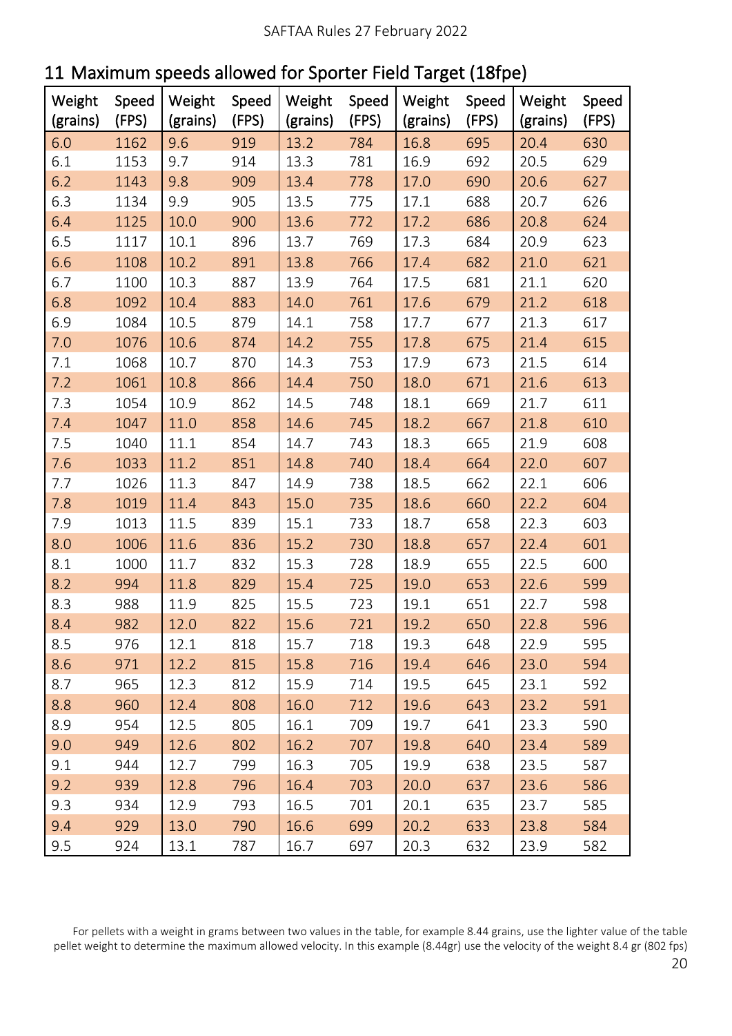## 11 Maximum speeds allowed for Sporter Field Target (18fpe)

| Weight (grains) | Speed (FPS) | Weight (grains) | Speed (FPS) | Weight (grains) | Speed (FPS) | Weight (grains) | Speed (FPS) | Weight (grains) | Speed (FPS) |
|---|---|---|---|---|---|---|---|---|---|
| 6.0 | 1162 | 9.6 | 919 | 13.2 | 784 | 16.8 | 695 | 20.4 | 630 |
| 6.1 | 1153 | 9.7 | 914 | 13.3 | 781 | 16.9 | 692 | 20.5 | 629 |
| 6.2 | 1143 | 9.8 | 909 | 13.4 | 778 | 17.0 | 690 | 20.6 | 627 |
| 6.3 | 1134 | 9.9 | 905 | 13.5 | 775 | 17.1 | 688 | 20.7 | 626 |
| 6.4 | 1125 | 10.0 | 900 | 13.6 | 772 | 17.2 | 686 | 20.8 | 624 |
| 6.5 | 1117 | 10.1 | 896 | 13.7 | 769 | 17.3 | 684 | 20.9 | 623 |
| 6.6 | 1108 | 10.2 | 891 | 13.8 | 766 | 17.4 | 682 | 21.0 | 621 |
| 6.7 | 1100 | 10.3 | 887 | 13.9 | 764 | 17.5 | 681 | 21.1 | 620 |
| 6.8 | 1092 | 10.4 | 883 | 14.0 | 761 | 17.6 | 679 | 21.2 | 618 |
| 6.9 | 1084 | 10.5 | 879 | 14.1 | 758 | 17.7 | 677 | 21.3 | 617 |
| 7.0 | 1076 | 10.6 | 874 | 14.2 | 755 | 17.8 | 675 | 21.4 | 615 |
| 7.1 | 1068 | 10.7 | 870 | 14.3 | 753 | 17.9 | 673 | 21.5 | 614 |
| 7.2 | 1061 | 10.8 | 866 | 14.4 | 750 | 18.0 | 671 | 21.6 | 613 |
| 7.3 | 1054 | 10.9 | 862 | 14.5 | 748 | 18.1 | 669 | 21.7 | 611 |
| 7.4 | 1047 | 11.0 | 858 | 14.6 | 745 | 18.2 | 667 | 21.8 | 610 |
| 7.5 | 1040 | 11.1 | 854 | 14.7 | 743 | 18.3 | 665 | 21.9 | 608 |
| 7.6 | 1033 | 11.2 | 851 | 14.8 | 740 | 18.4 | 664 | 22.0 | 607 |
| 7.7 | 1026 | 11.3 | 847 | 14.9 | 738 | 18.5 | 662 | 22.1 | 606 |
| 7.8 | 1019 | 11.4 | 843 | 15.0 | 735 | 18.6 | 660 | 22.2 | 604 |
| 7.9 | 1013 | 11.5 | 839 | 15.1 | 733 | 18.7 | 658 | 22.3 | 603 |
| 8.0 | 1006 | 11.6 | 836 | 15.2 | 730 | 18.8 | 657 | 22.4 | 601 |
| 8.1 | 1000 | 11.7 | 832 | 15.3 | 728 | 18.9 | 655 | 22.5 | 600 |
| 8.2 | 994 | 11.8 | 829 | 15.4 | 725 | 19.0 | 653 | 22.6 | 599 |
| 8.3 | 988 | 11.9 | 825 | 15.5 | 723 | 19.1 | 651 | 22.7 | 598 |
| 8.4 | 982 | 12.0 | 822 | 15.6 | 721 | 19.2 | 650 | 22.8 | 596 |
| 8.5 | 976 | 12.1 | 818 | 15.7 | 718 | 19.3 | 648 | 22.9 | 595 |
| 8.6 | 971 | 12.2 | 815 | 15.8 | 716 | 19.4 | 646 | 23.0 | 594 |
| 8.7 | 965 | 12.3 | 812 | 15.9 | 714 | 19.5 | 645 | 23.1 | 592 |
| 8.8 | 960 | 12.4 | 808 | 16.0 | 712 | 19.6 | 643 | 23.2 | 591 |
| 8.9 | 954 | 12.5 | 805 | 16.1 | 709 | 19.7 | 641 | 23.3 | 590 |
| 9.0 | 949 | 12.6 | 802 | 16.2 | 707 | 19.8 | 640 | 23.4 | 589 |
| 9.1 | 944 | 12.7 | 799 | 16.3 | 705 | 19.9 | 638 | 23.5 | 587 |
| 9.2 | 939 | 12.8 | 796 | 16.4 | 703 | 20.0 | 637 | 23.6 | 586 |
| 9.3 | 934 | 12.9 | 793 | 16.5 | 701 | 20.1 | 635 | 23.7 | 585 |
| 9.4 | 929 | 13.0 | 790 | 16.6 | 699 | 20.2 | 633 | 23.8 | 584 |
| 9.5 | 924 | 13.1 | 787 | 16.7 | 697 | 20.3 | 632 | 23.9 | 582 |

For pellets with a weight in grams between two values in the table, for example 8.44 grains, use the lighter value of the table pellet weight to determine the maximum allowed velocity. In this example (8.44gr) use the velocity of the weight 8.4 gr (802 fps)